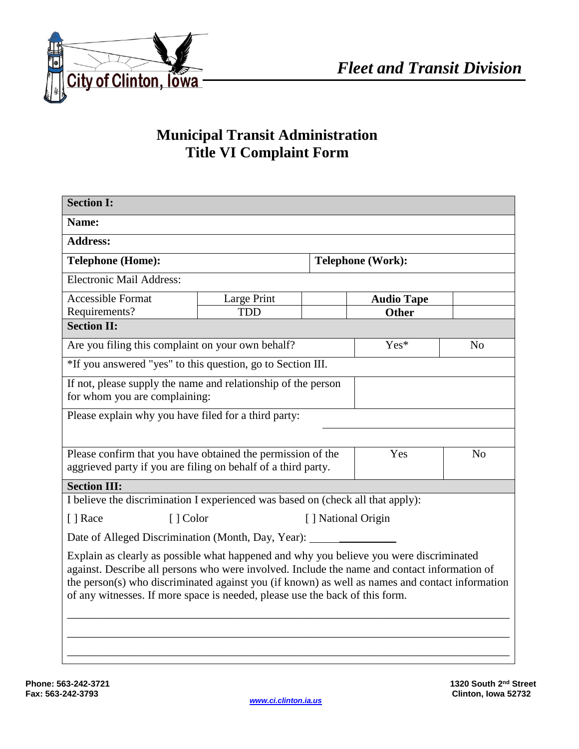City of Clinton, Iowa

*Fleet and Transit Division*

# Municipal Transit Administration
# Title VI Complaint Form

| **Section I:** | | | | |
|---|---|---|---|---|
| **Name:** | | | | |
| **Address:** | | | | |
| **Telephone (Home):** | | **Telephone (Work):** | | |
| Electronic Mail Address: | | | | |
| Accessible Format Requirements? | Large Print | | **Audio Tape** | |
| | TDD | | **Other** | |

| **Section II:** | | |
|---|---|---|
| Are you filing this complaint on your own behalf? | Yes* | No |
| *If you answered "yes" to this question, go to Section III. | | |
| If not, please supply the name and relationship of the person for whom you are complaining: | | |
| Please explain why you have filed for a third party: | | |
| Please confirm that you have obtained the permission of the aggrieved party if you are filing on behalf of a third party. | Yes | No |

**Section III:**

I believe the discrimination I experienced was based on (check all that apply):

[ ] Race [ ] Color [ ] National Origin

Date of Alleged Discrimination (Month, Day, Year): ________________

Explain as clearly as possible what happened and why you believe you were discriminated against. Describe all persons who were involved. Include the name and contact information of the person(s) who discriminated against you (if known) as well as names and contact information of any witnesses. If more space is needed, please use the back of this form.

______________________________________________________________________________

______________________________________________________________________________

______________________________________________________________________________

**Phone: 563-242-3721**
**Fax: 563-242-3793**

www.ci.clinton.ia.us

**1320 South 2nd Street**
**Clinton, Iowa 52732**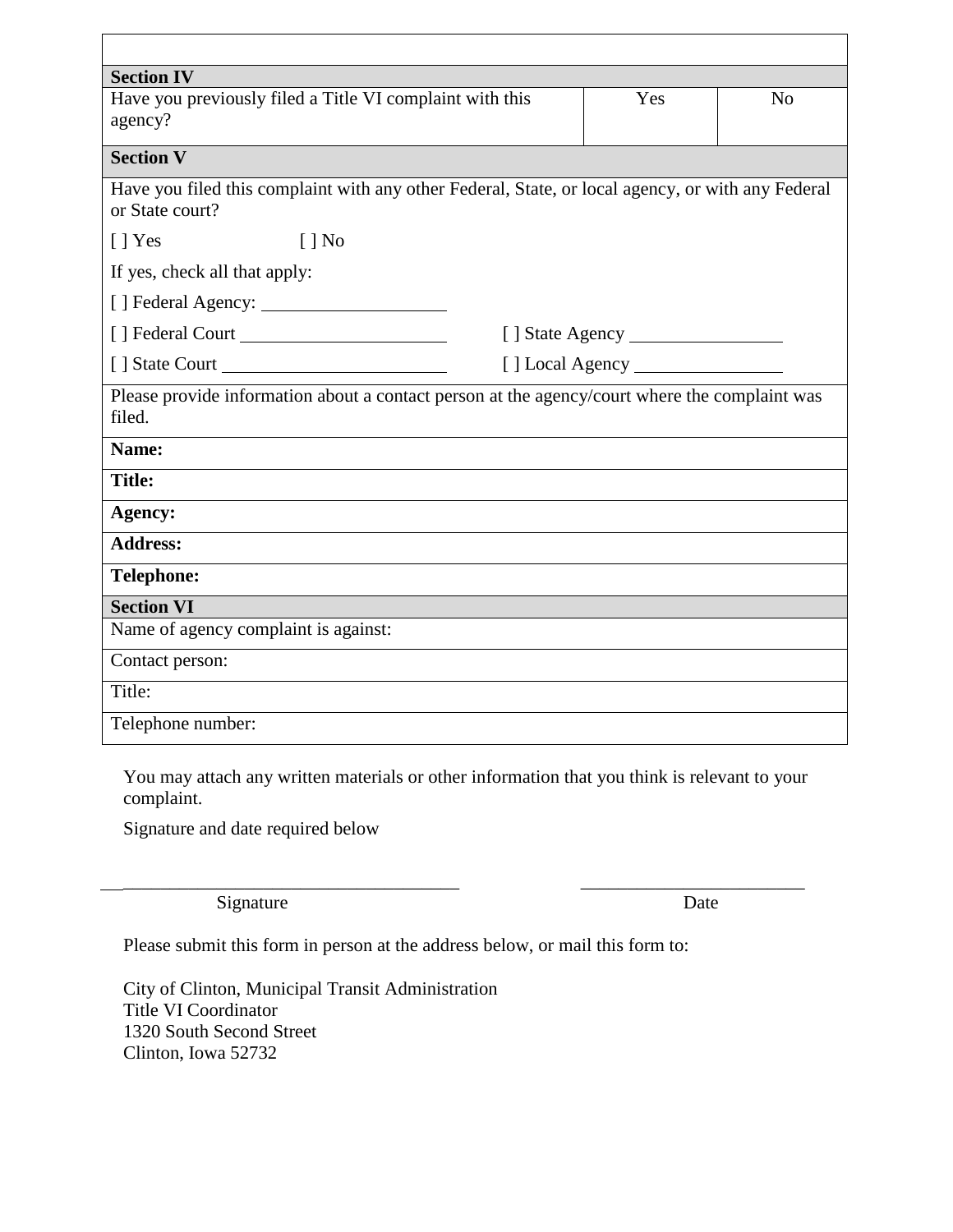| | | |
|---|---|---|
| **Section IV** | | |
| Have you previously filed a Title VI complaint with this agency? | Yes | No |

**Section V**

Have you filed this complaint with any other Federal, State, or local agency, or with any Federal or State court?

[ ] Yes [ ] No

If yes, check all that apply:

[ ] Federal Agency: ____________________

[ ] Federal Court ______________________ [ ] State Agency ________________

[ ] State Court ________________________ [ ] Local Agency ________________

Please provide information about a contact person at the agency/court where the complaint was filed.

| |
|---|
| **Name:** |
| **Title:** |
| **Agency:** |
| **Address:** |
| **Telephone:** |

**Section VI**

| |
|---|
| Name of agency complaint is against: |
| Contact person: |
| Title: |
| Telephone number: |

You may attach any written materials or other information that you think is relevant to your complaint.

Signature and date required below

_____________________________________ ________________________

Signature Date

Please submit this form in person at the address below, or mail this form to:

City of Clinton, Municipal Transit Administration
Title VI Coordinator
1320 South Second Street
Clinton, Iowa 52732